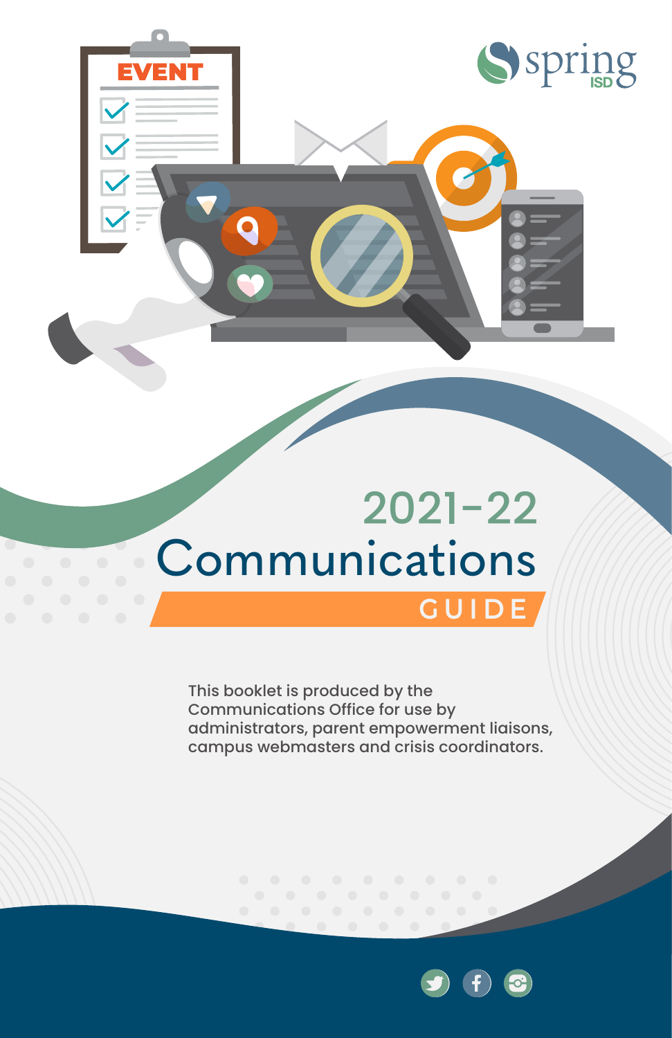# 2021-22 Communications GUIDE

This booklet is produced by the Communications Office for use by administrators, parent empowerment liaisons, campus webmasters and crisis coordinators.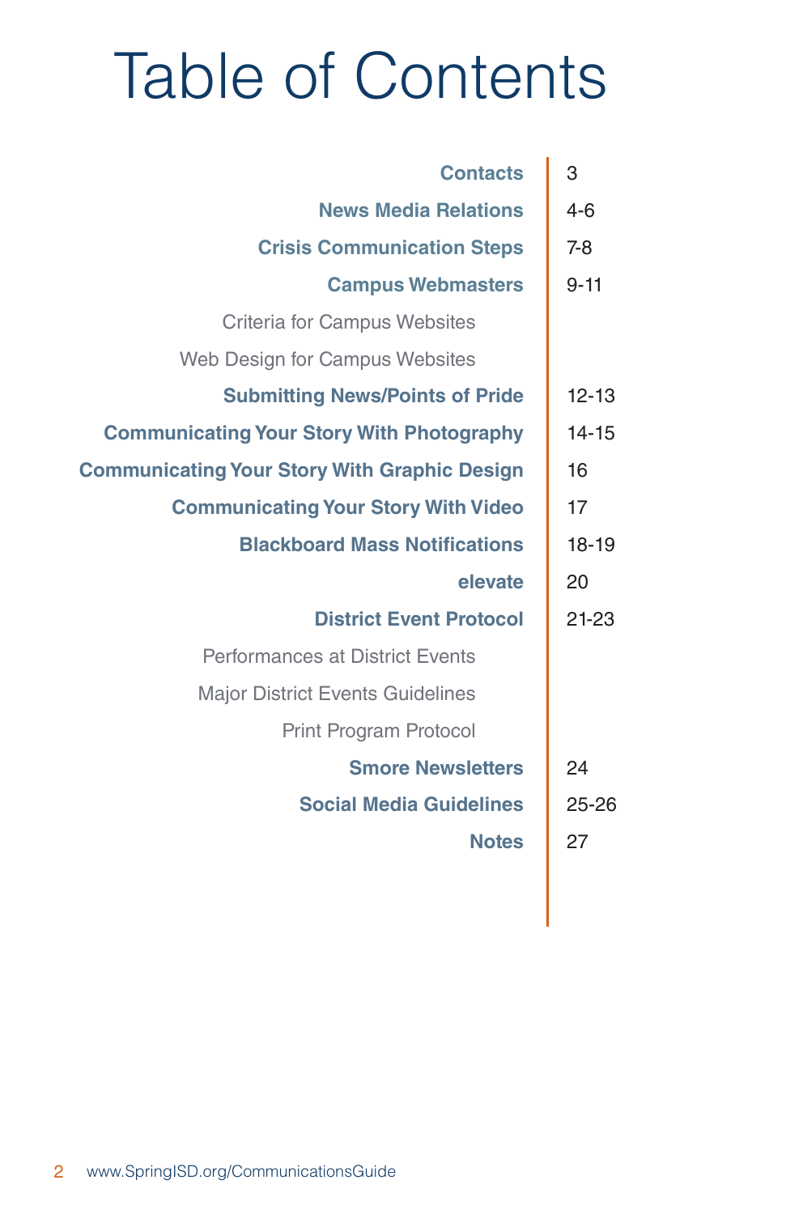# Table of Contents

| | |
|---|---|
| **Contacts** | 3 |
| **News Media Relations** | 4-6 |
| **Crisis Communication Steps** | 7-8 |
| **Campus Webmasters** | 9-11 |
| Criteria for Campus Websites | |
| Web Design for Campus Websites | |
| **Submitting News/Points of Pride** | 12-13 |
| **Communicating Your Story With Photography** | 14-15 |
| **Communicating Your Story With Graphic Design** | 16 |
| **Communicating Your Story With Video** | 17 |
| **Blackboard Mass Notifications** | 18-19 |
| **elevate** | 20 |
| **District Event Protocol** | 21-23 |
| Performances at District Events | |
| Major District Events Guidelines | |
| Print Program Protocol | |
| **Smore Newsletters** | 24 |
| **Social Media Guidelines** | 25-26 |
| **Notes** | 27 |

www.SpringISD.org/CommunicationsGuide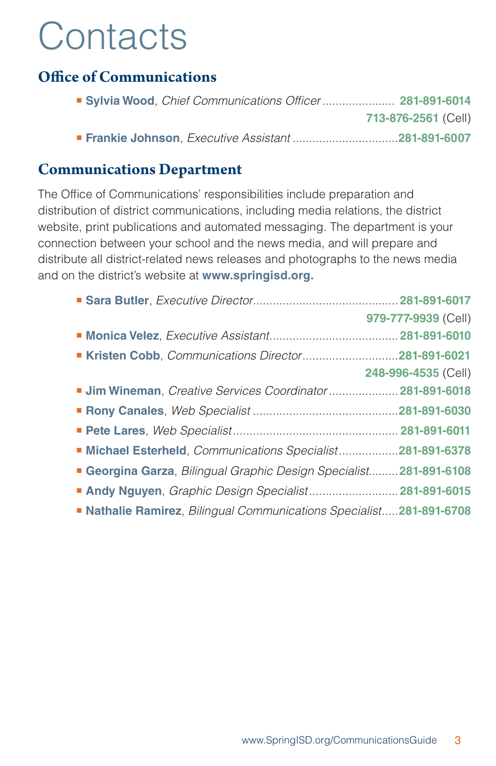# Contacts

## Office of Communications

- **Sylvia Wood**, *Chief Communications Officer* ..................... **281-891-6014**
  **713-876-2561** (Cell)
- **Frankie Johnson**, *Executive Assistant* ................................**281-891-6007**

## Communications Department

The Office of Communications' responsibilities include preparation and distribution of district communications, including media relations, the district website, print publications and automated messaging. The department is your connection between your school and the news media, and will prepare and distribute all district-related news releases and photographs to the news media and on the district's website at **www.springisd.org.**

- **Sara Butler**, *Executive Director*........................................... **281-891-6017**
  **979-777-9939** (Cell)
- **Monica Velez**, *Executive Assistant*....................................... **281-891-6010**
- **Kristen Cobb**, *Communications Director*.............................**281-891-6021**
  **248-996-4535** (Cell)
- **Jim Wineman**, *Creative Services Coordinator* ..................... **281-891-6018**
- **Rony Canales**, *Web Specialist* ...........................................**281-891-6030**
- **Pete Lares**, *Web Specialist* ................................................. **281-891-6011**
- **Michael Esterheld**, *Communications Specialist*..................**281-891-6378**
- **Georgina Garza**, *Bilingual Graphic Design Specialist*.........**281-891-6108**
- **Andy Nguyen**, *Graphic Design Specialist* ........................... **281-891-6015**
- **Nathalie Ramirez**, *Bilingual Communications Specialist*.....**281-891-6708**

www.SpringISD.org/CommunicationsGuide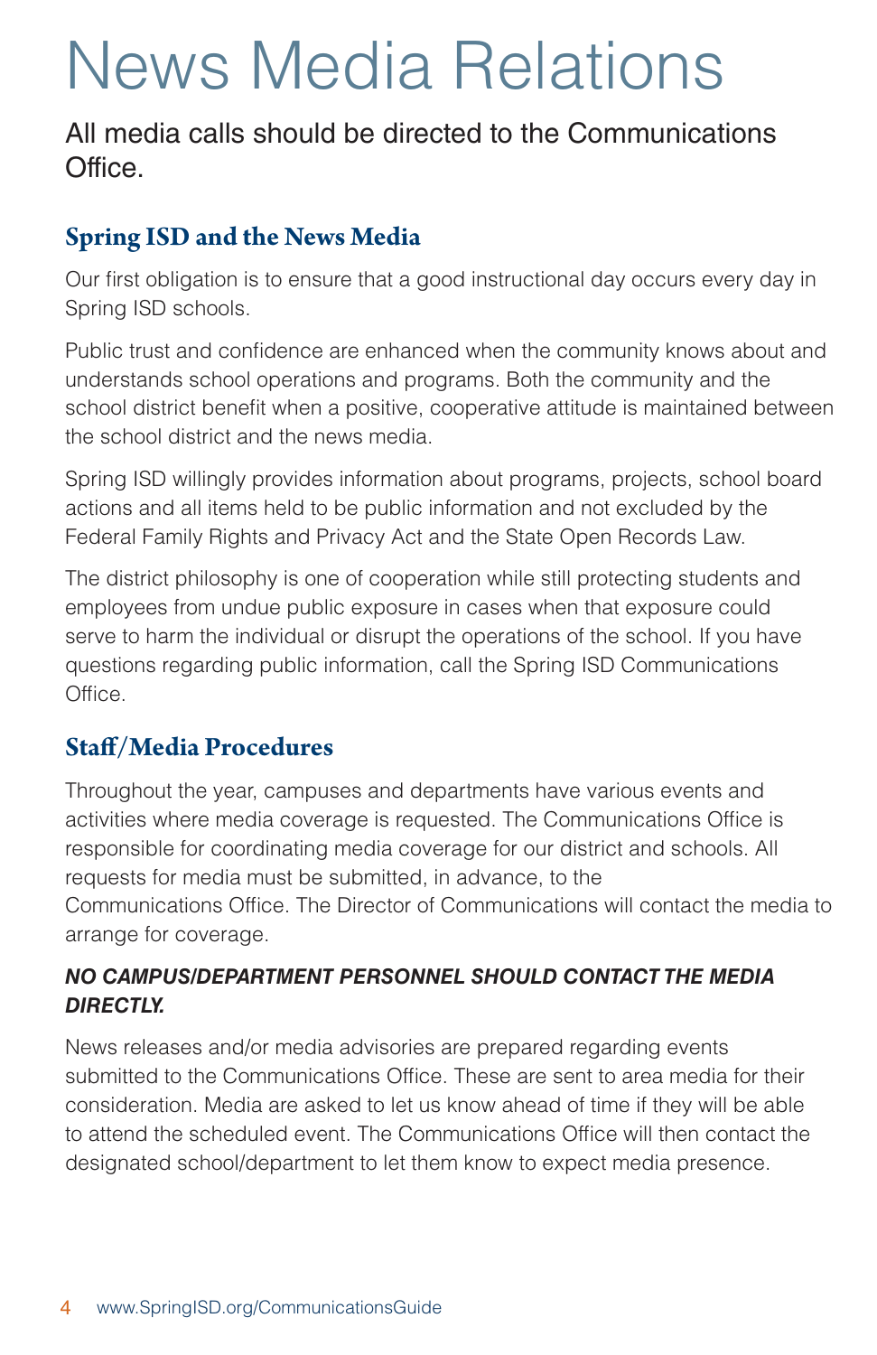# News Media Relations

All media calls should be directed to the Communications Office.

## Spring ISD and the News Media

Our first obligation is to ensure that a good instructional day occurs every day in Spring ISD schools.

Public trust and confidence are enhanced when the community knows about and understands school operations and programs. Both the community and the school district benefit when a positive, cooperative attitude is maintained between the school district and the news media.

Spring ISD willingly provides information about programs, projects, school board actions and all items held to be public information and not excluded by the Federal Family Rights and Privacy Act and the State Open Records Law.

The district philosophy is one of cooperation while still protecting students and employees from undue public exposure in cases when that exposure could serve to harm the individual or disrupt the operations of the school. If you have questions regarding public information, call the Spring ISD Communications Office.

## Staff/Media Procedures

Throughout the year, campuses and departments have various events and activities where media coverage is requested. The Communications Office is responsible for coordinating media coverage for our district and schools. All requests for media must be submitted, in advance, to the Communications Office. The Director of Communications will contact the media to arrange for coverage.

***NO CAMPUS/DEPARTMENT PERSONNEL SHOULD CONTACT THE MEDIA DIRECTLY.***

News releases and/or media advisories are prepared regarding events submitted to the Communications Office. These are sent to area media for their consideration. Media are asked to let us know ahead of time if they will be able to attend the scheduled event. The Communications Office will then contact the designated school/department to let them know to expect media presence.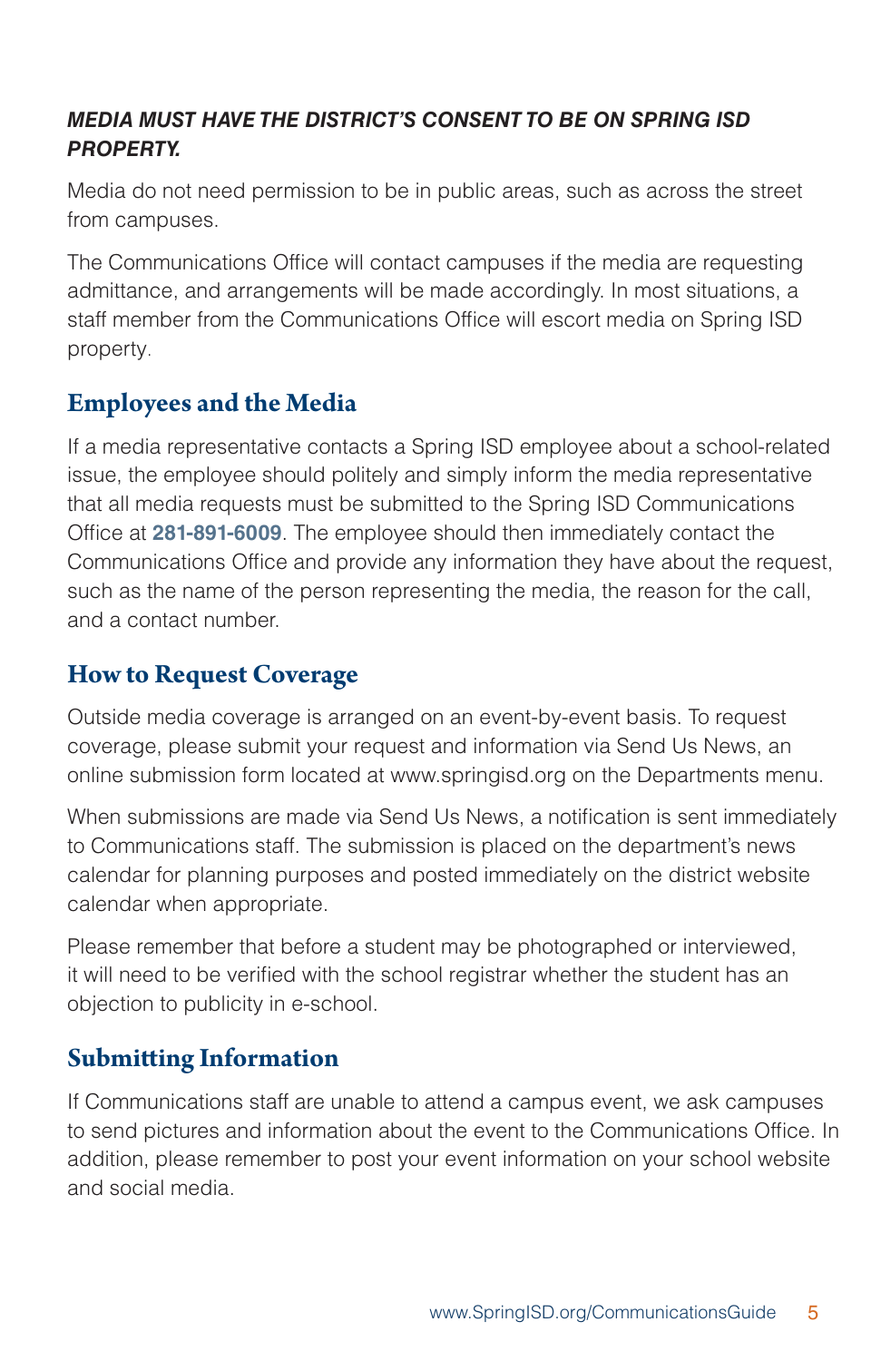***MEDIA MUST HAVE THE DISTRICT'S CONSENT TO BE ON SPRING ISD PROPERTY.***

Media do not need permission to be in public areas, such as across the street from campuses.

The Communications Office will contact campuses if the media are requesting admittance, and arrangements will be made accordingly. In most situations, a staff member from the Communications Office will escort media on Spring ISD property.

## Employees and the Media

If a media representative contacts a Spring ISD employee about a school-related issue, the employee should politely and simply inform the media representative that all media requests must be submitted to the Spring ISD Communications Office at **281-891-6009**. The employee should then immediately contact the Communications Office and provide any information they have about the request, such as the name of the person representing the media, the reason for the call, and a contact number.

## How to Request Coverage

Outside media coverage is arranged on an event-by-event basis. To request coverage, please submit your request and information via Send Us News, an online submission form located at www.springisd.org on the Departments menu.

When submissions are made via Send Us News, a notification is sent immediately to Communications staff. The submission is placed on the department's news calendar for planning purposes and posted immediately on the district website calendar when appropriate.

Please remember that before a student may be photographed or interviewed, it will need to be verified with the school registrar whether the student has an objection to publicity in e-school.

## Submitting Information

If Communications staff are unable to attend a campus event, we ask campuses to send pictures and information about the event to the Communications Office. In addition, please remember to post your event information on your school website and social media.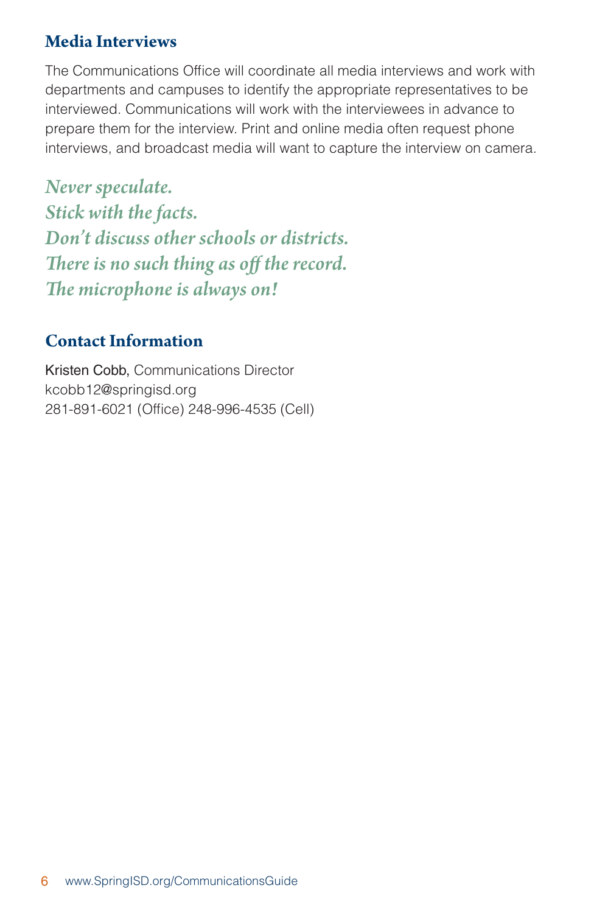## Media Interviews

The Communications Office will coordinate all media interviews and work with departments and campuses to identify the appropriate representatives to be interviewed. Communications will work with the interviewees in advance to prepare them for the interview. Print and online media often request phone interviews, and broadcast media will want to capture the interview on camera.

*Never speculate.*
*Stick with the facts.*
*Don't discuss other schools or districts.*
*There is no such thing as off the record.*
*The microphone is always on!*

## Contact Information

Kristen Cobb, Communications Director
kcobb12@springisd.org
281-891-6021 (Office) 248-996-4535 (Cell)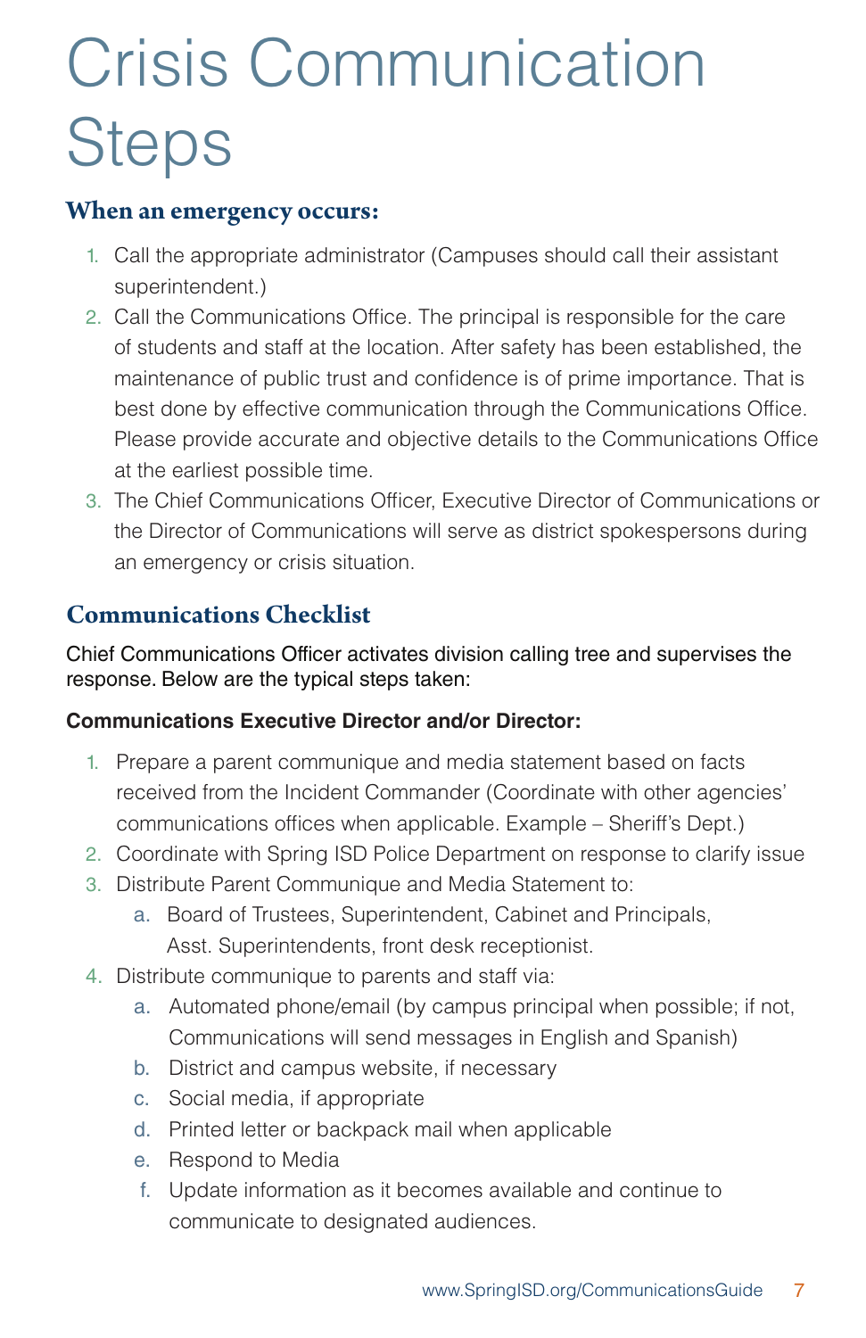# Crisis Communication Steps

## When an emergency occurs:

1. Call the appropriate administrator (Campuses should call their assistant superintendent.)
2. Call the Communications Office. The principal is responsible for the care of students and staff at the location. After safety has been established, the maintenance of public trust and confidence is of prime importance. That is best done by effective communication through the Communications Office. Please provide accurate and objective details to the Communications Office at the earliest possible time.
3. The Chief Communications Officer, Executive Director of Communications or the Director of Communications will serve as district spokespersons during an emergency or crisis situation.

## Communications Checklist

Chief Communications Officer activates division calling tree and supervises the response. Below are the typical steps taken:

**Communications Executive Director and/or Director:**

1. Prepare a parent communique and media statement based on facts received from the Incident Commander (Coordinate with other agencies' communications offices when applicable. Example – Sheriff's Dept.)
2. Coordinate with Spring ISD Police Department on response to clarify issue
3. Distribute Parent Communique and Media Statement to:
   a. Board of Trustees, Superintendent, Cabinet and Principals, Asst. Superintendents, front desk receptionist.
4. Distribute communique to parents and staff via:
   a. Automated phone/email (by campus principal when possible; if not, Communications will send messages in English and Spanish)
   b. District and campus website, if necessary
   c. Social media, if appropriate
   d. Printed letter or backpack mail when applicable
   e. Respond to Media
   f. Update information as it becomes available and continue to communicate to designated audiences.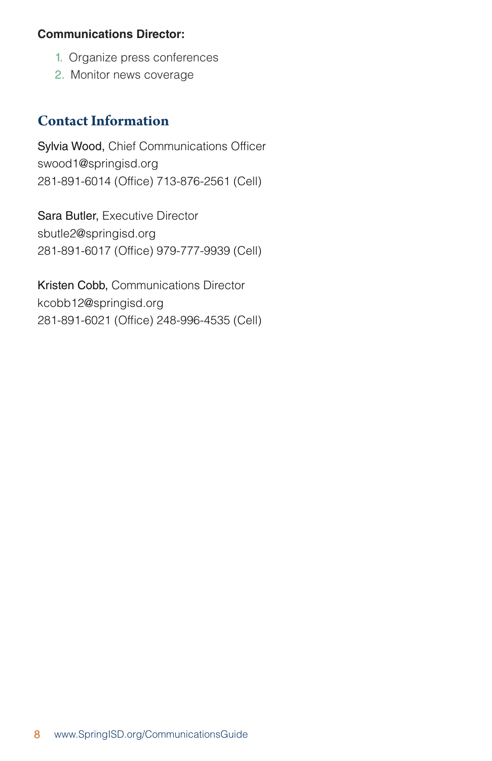**Communications Director:**

1. Organize press conferences
2. Monitor news coverage

## Contact Information

Sylvia Wood, Chief Communications Officer
swood1@springisd.org
281-891-6014 (Office) 713-876-2561 (Cell)

Sara Butler, Executive Director
sbutle2@springisd.org
281-891-6017 (Office) 979-777-9939 (Cell)

Kristen Cobb, Communications Director
kcobb12@springisd.org
281-891-6021 (Office) 248-996-4535 (Cell)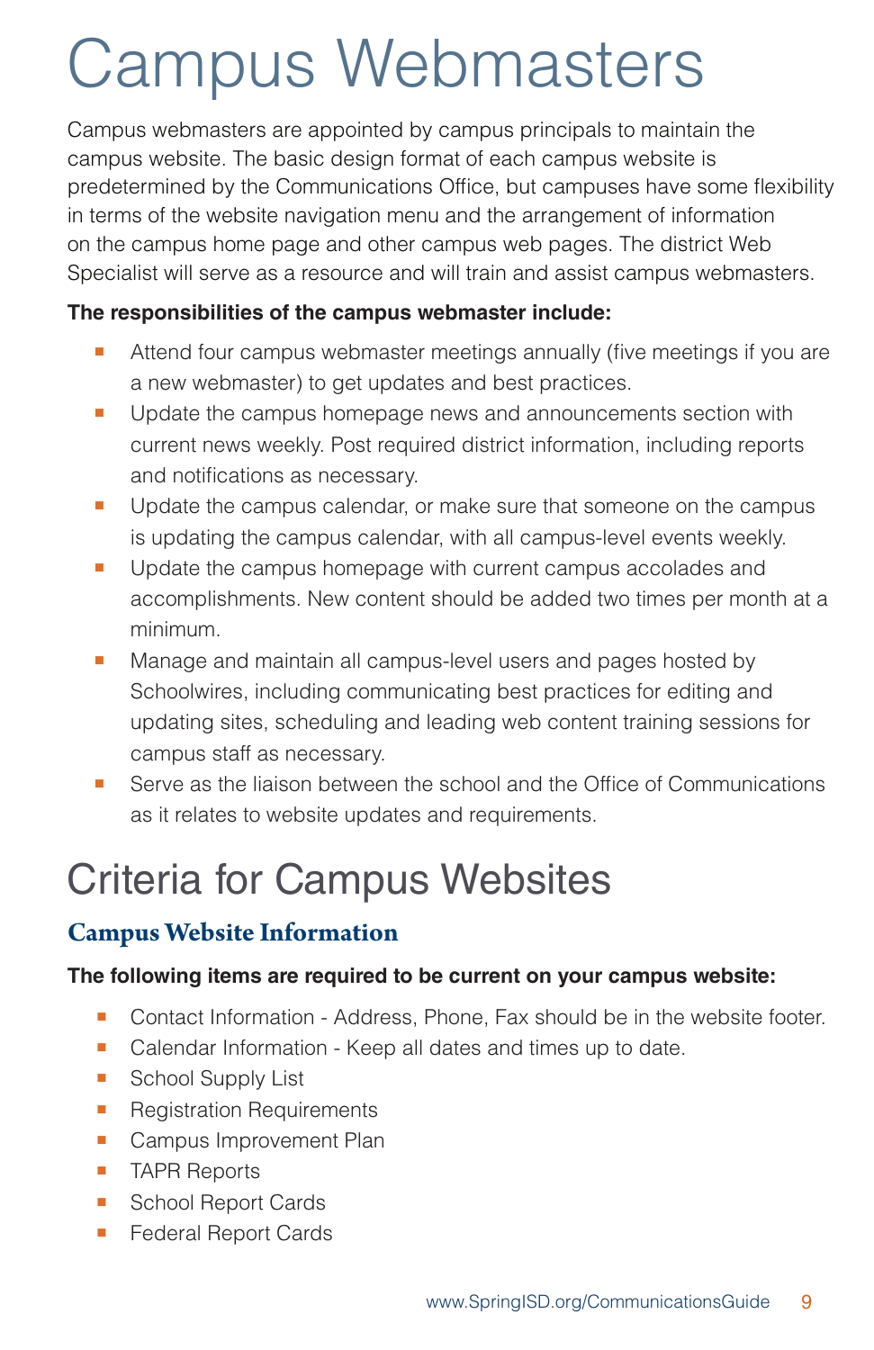# Campus Webmasters

Campus webmasters are appointed by campus principals to maintain the campus website. The basic design format of each campus website is predetermined by the Communications Office, but campuses have some flexibility in terms of the website navigation menu and the arrangement of information on the campus home page and other campus web pages. The district Web Specialist will serve as a resource and will train and assist campus webmasters.

**The responsibilities of the campus webmaster include:**

- Attend four campus webmaster meetings annually (five meetings if you are a new webmaster) to get updates and best practices.
- Update the campus homepage news and announcements section with current news weekly. Post required district information, including reports and notifications as necessary.
- Update the campus calendar, or make sure that someone on the campus is updating the campus calendar, with all campus-level events weekly.
- Update the campus homepage with current campus accolades and accomplishments. New content should be added two times per month at a minimum.
- Manage and maintain all campus-level users and pages hosted by Schoolwires, including communicating best practices for editing and updating sites, scheduling and leading web content training sessions for campus staff as necessary.
- Serve as the liaison between the school and the Office of Communications as it relates to website updates and requirements.

# Criteria for Campus Websites

## Campus Website Information

**The following items are required to be current on your campus website:**

- Contact Information - Address, Phone, Fax should be in the website footer.
- Calendar Information - Keep all dates and times up to date.
- School Supply List
- Registration Requirements
- Campus Improvement Plan
- TAPR Reports
- School Report Cards
- Federal Report Cards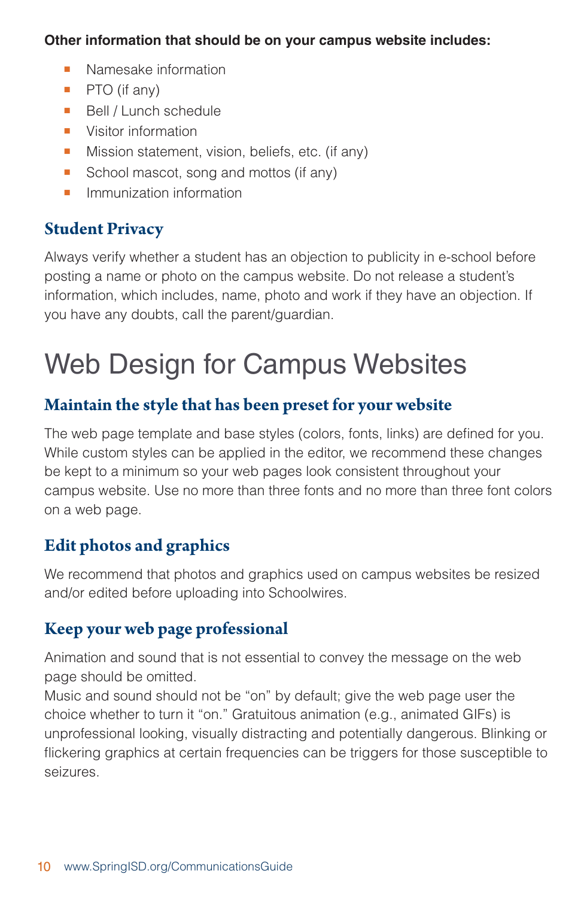**Other information that should be on your campus website includes:**

- Namesake information
- PTO (if any)
- Bell / Lunch schedule
- Visitor information
- Mission statement, vision, beliefs, etc. (if any)
- School mascot, song and mottos (if any)
- Immunization information

### Student Privacy

Always verify whether a student has an objection to publicity in e-school before posting a name or photo on the campus website. Do not release a student's information, which includes, name, photo and work if they have an objection. If you have any doubts, call the parent/guardian.

# Web Design for Campus Websites

### Maintain the style that has been preset for your website

The web page template and base styles (colors, fonts, links) are defined for you. While custom styles can be applied in the editor, we recommend these changes be kept to a minimum so your web pages look consistent throughout your campus website. Use no more than three fonts and no more than three font colors on a web page.

### Edit photos and graphics

We recommend that photos and graphics used on campus websites be resized and/or edited before uploading into Schoolwires.

### Keep your web page professional

Animation and sound that is not essential to convey the message on the web page should be omitted.
Music and sound should not be "on" by default; give the web page user the choice whether to turn it "on." Gratuitous animation (e.g., animated GIFs) is unprofessional looking, visually distracting and potentially dangerous. Blinking or flickering graphics at certain frequencies can be triggers for those susceptible to seizures.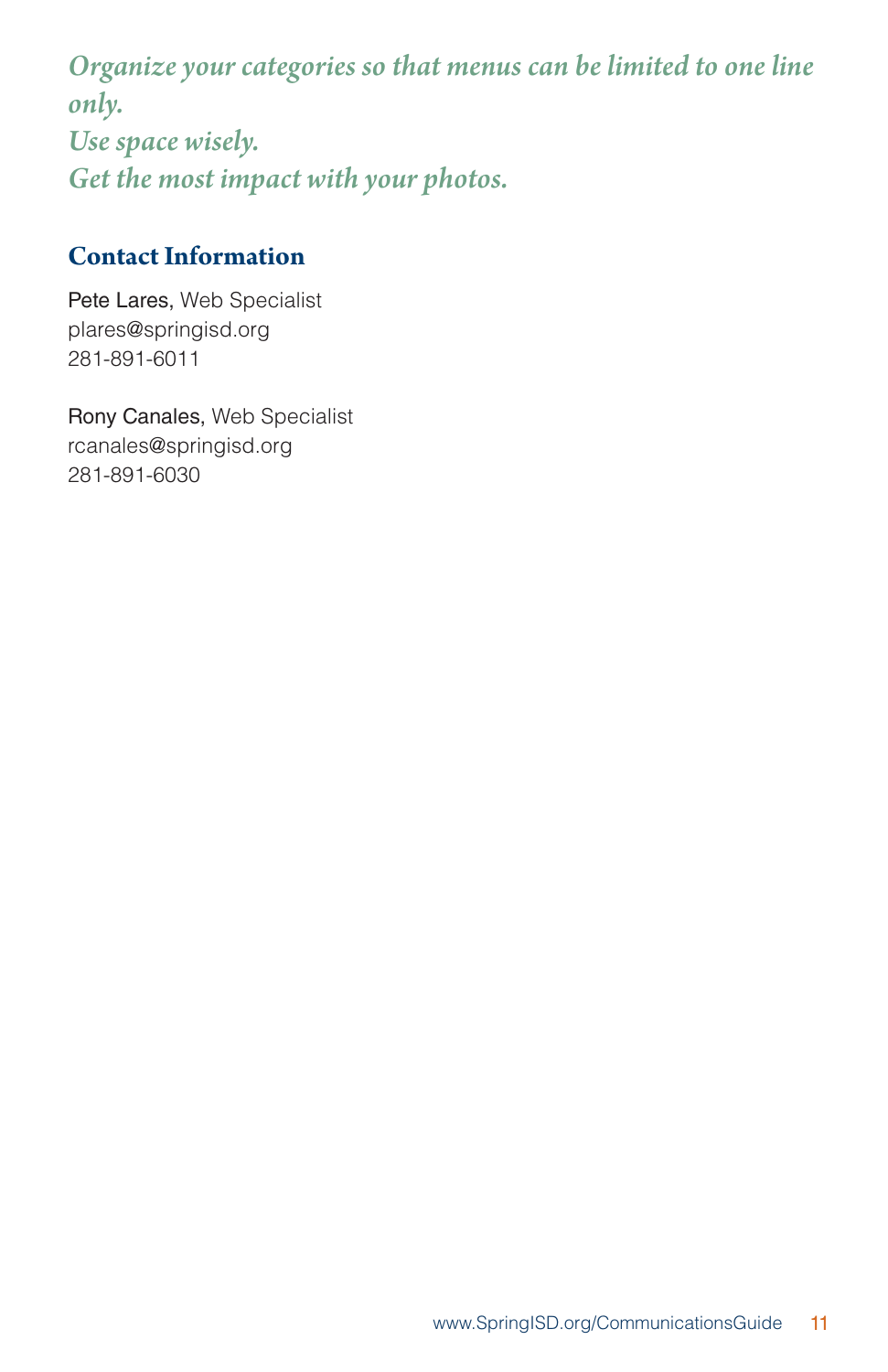*Organize your categories so that menus can be limited to one line only.*
*Use space wisely.*
*Get the most impact with your photos.*

## Contact Information

Pete Lares, Web Specialist
plares@springisd.org
281-891-6011

Rony Canales, Web Specialist
rcanales@springisd.org
281-891-6030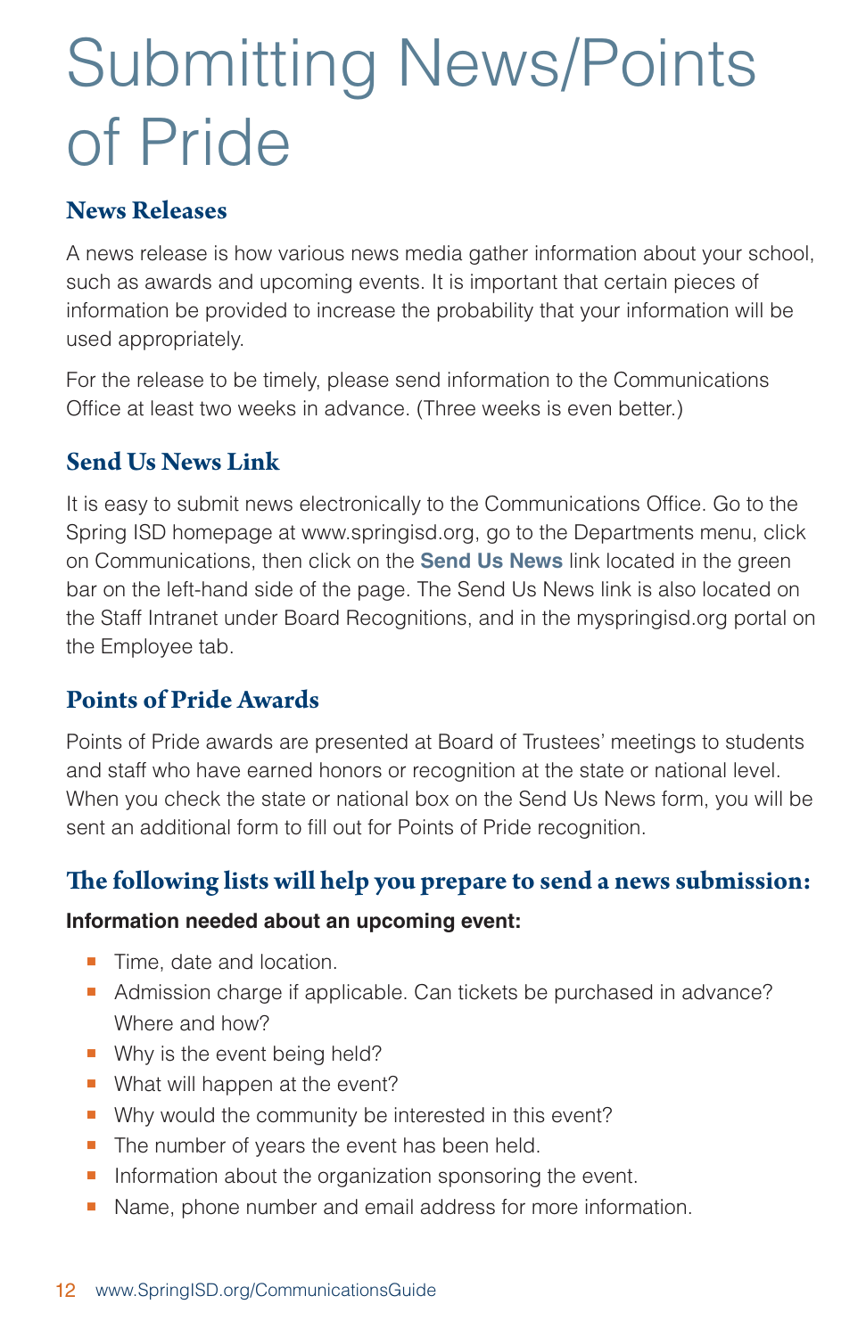# Submitting News/Points of Pride

## News Releases

A news release is how various news media gather information about your school, such as awards and upcoming events. It is important that certain pieces of information be provided to increase the probability that your information will be used appropriately.

For the release to be timely, please send information to the Communications Office at least two weeks in advance. (Three weeks is even better.)

## Send Us News Link

It is easy to submit news electronically to the Communications Office. Go to the Spring ISD homepage at www.springisd.org, go to the Departments menu, click on Communications, then click on the **Send Us News** link located in the green bar on the left-hand side of the page. The Send Us News link is also located on the Staff Intranet under Board Recognitions, and in the myspringisd.org portal on the Employee tab.

## Points of Pride Awards

Points of Pride awards are presented at Board of Trustees' meetings to students and staff who have earned honors or recognition at the state or national level. When you check the state or national box on the Send Us News form, you will be sent an additional form to fill out for Points of Pride recognition.

## The following lists will help you prepare to send a news submission:

**Information needed about an upcoming event:**

- Time, date and location.
- Admission charge if applicable. Can tickets be purchased in advance? Where and how?
- Why is the event being held?
- What will happen at the event?
- Why would the community be interested in this event?
- The number of years the event has been held.
- Information about the organization sponsoring the event.
- Name, phone number and email address for more information.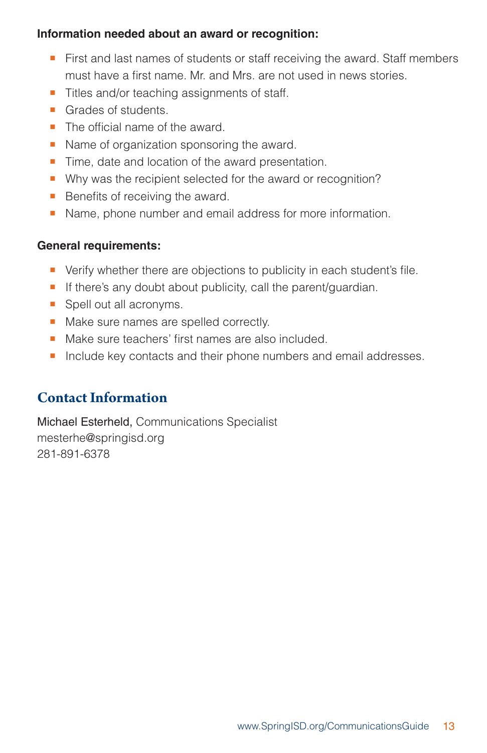**Information needed about an award or recognition:**

- First and last names of students or staff receiving the award. Staff members must have a first name. Mr. and Mrs. are not used in news stories.
- Titles and/or teaching assignments of staff.
- Grades of students.
- The official name of the award.
- Name of organization sponsoring the award.
- Time, date and location of the award presentation.
- Why was the recipient selected for the award or recognition?
- Benefits of receiving the award.
- Name, phone number and email address for more information.

**General requirements:**

- Verify whether there are objections to publicity in each student's file.
- If there's any doubt about publicity, call the parent/guardian.
- Spell out all acronyms.
- Make sure names are spelled correctly.
- Make sure teachers' first names are also included.
- Include key contacts and their phone numbers and email addresses.

## Contact Information

Michael Esterheld, Communications Specialist
mesterhe@springisd.org
281-891-6378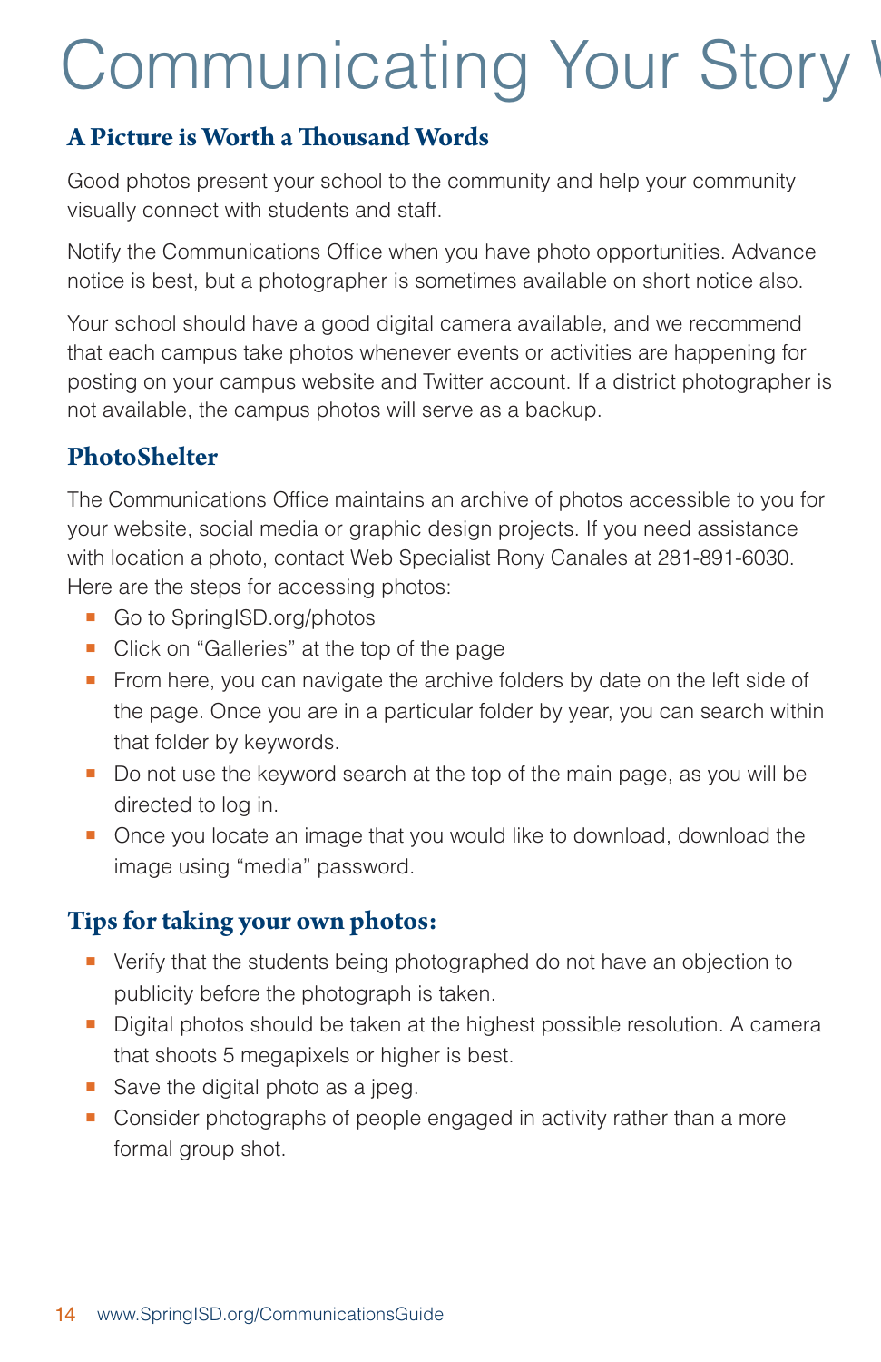# Communicating Your Story \

## A Picture is Worth a Thousand Words

Good photos present your school to the community and help your community visually connect with students and staff.

Notify the Communications Office when you have photo opportunities. Advance notice is best, but a photographer is sometimes available on short notice also.

Your school should have a good digital camera available, and we recommend that each campus take photos whenever events or activities are happening for posting on your campus website and Twitter account. If a district photographer is not available, the campus photos will serve as a backup.

## PhotoShelter

The Communications Office maintains an archive of photos accessible to you for your website, social media or graphic design projects. If you need assistance with location a photo, contact Web Specialist Rony Canales at 281-891-6030. Here are the steps for accessing photos:

- Go to SpringISD.org/photos
- Click on "Galleries" at the top of the page
- From here, you can navigate the archive folders by date on the left side of the page. Once you are in a particular folder by year, you can search within that folder by keywords.
- Do not use the keyword search at the top of the main page, as you will be directed to log in.
- Once you locate an image that you would like to download, download the image using "media" password.

## Tips for taking your own photos:

- Verify that the students being photographed do not have an objection to publicity before the photograph is taken.
- Digital photos should be taken at the highest possible resolution. A camera that shoots 5 megapixels or higher is best.
- Save the digital photo as a jpeg.
- Consider photographs of people engaged in activity rather than a more formal group shot.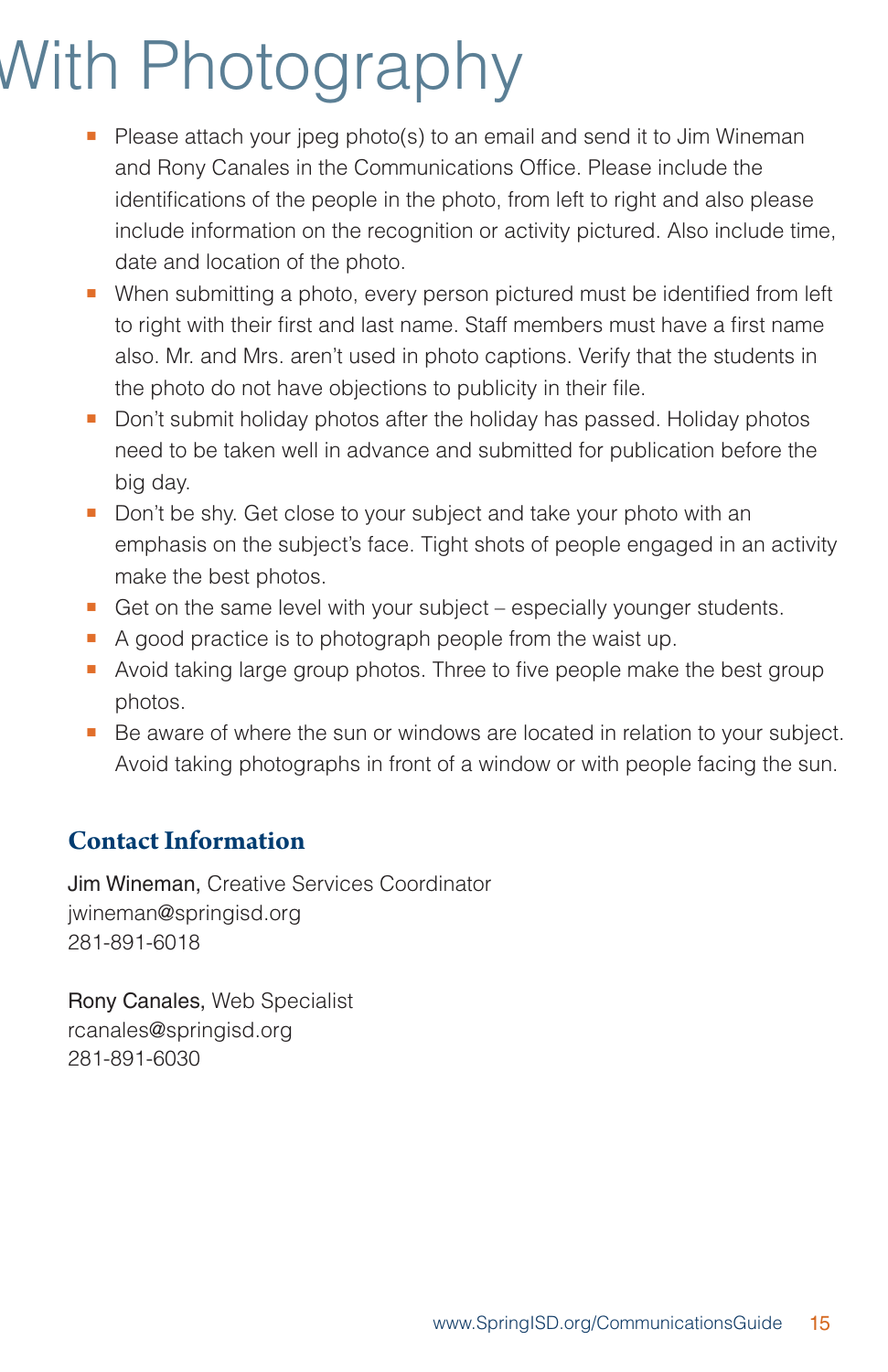# With Photography

- Please attach your jpeg photo(s) to an email and send it to Jim Wineman and Rony Canales in the Communications Office. Please include the identifications of the people in the photo, from left to right and also please include information on the recognition or activity pictured. Also include time, date and location of the photo.
- When submitting a photo, every person pictured must be identified from left to right with their first and last name. Staff members must have a first name also. Mr. and Mrs. aren't used in photo captions. Verify that the students in the photo do not have objections to publicity in their file.
- Don't submit holiday photos after the holiday has passed. Holiday photos need to be taken well in advance and submitted for publication before the big day.
- Don't be shy. Get close to your subject and take your photo with an emphasis on the subject's face. Tight shots of people engaged in an activity make the best photos.
- Get on the same level with your subject – especially younger students.
- A good practice is to photograph people from the waist up.
- Avoid taking large group photos. Three to five people make the best group photos.
- Be aware of where the sun or windows are located in relation to your subject. Avoid taking photographs in front of a window or with people facing the sun.

## Contact Information

Jim Wineman, Creative Services Coordinator
jwineman@springisd.org
281-891-6018

Rony Canales, Web Specialist
rcanales@springisd.org
281-891-6030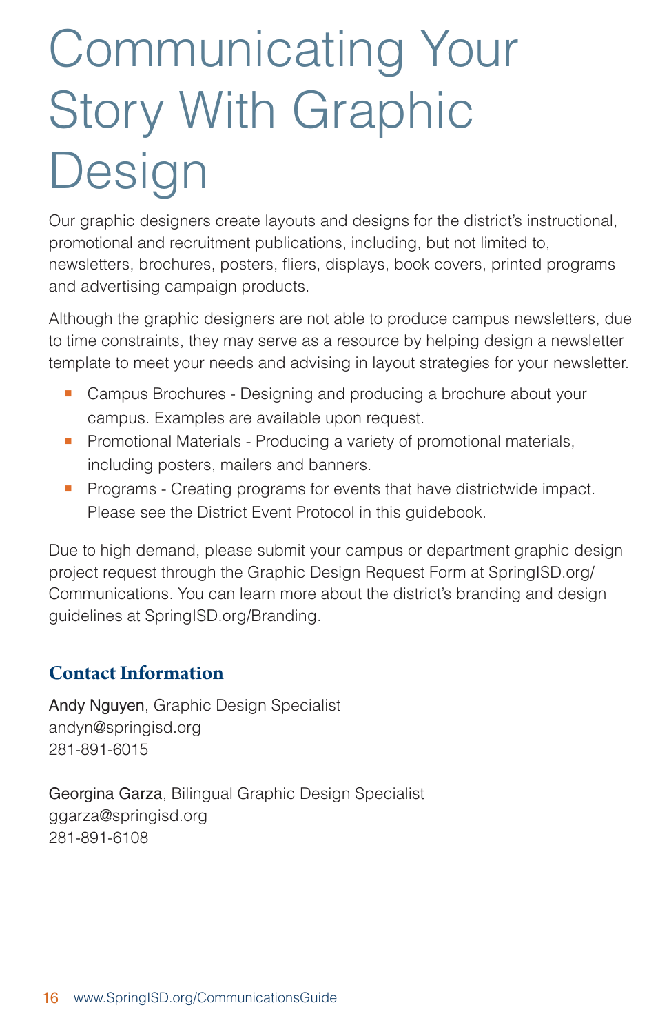# Communicating Your Story With Graphic Design

Our graphic designers create layouts and designs for the district's instructional, promotional and recruitment publications, including, but not limited to, newsletters, brochures, posters, fliers, displays, book covers, printed programs and advertising campaign products.

Although the graphic designers are not able to produce campus newsletters, due to time constraints, they may serve as a resource by helping design a newsletter template to meet your needs and advising in layout strategies for your newsletter.

- Campus Brochures - Designing and producing a brochure about your campus. Examples are available upon request.
- Promotional Materials - Producing a variety of promotional materials, including posters, mailers and banners.
- Programs - Creating programs for events that have districtwide impact. Please see the District Event Protocol in this guidebook.

Due to high demand, please submit your campus or department graphic design project request through the Graphic Design Request Form at SpringISD.org/Communications. You can learn more about the district's branding and design guidelines at SpringISD.org/Branding.

## Contact Information

Andy Nguyen, Graphic Design Specialist
andyn@springisd.org
281-891-6015

Georgina Garza, Bilingual Graphic Design Specialist
ggarza@springisd.org
281-891-6108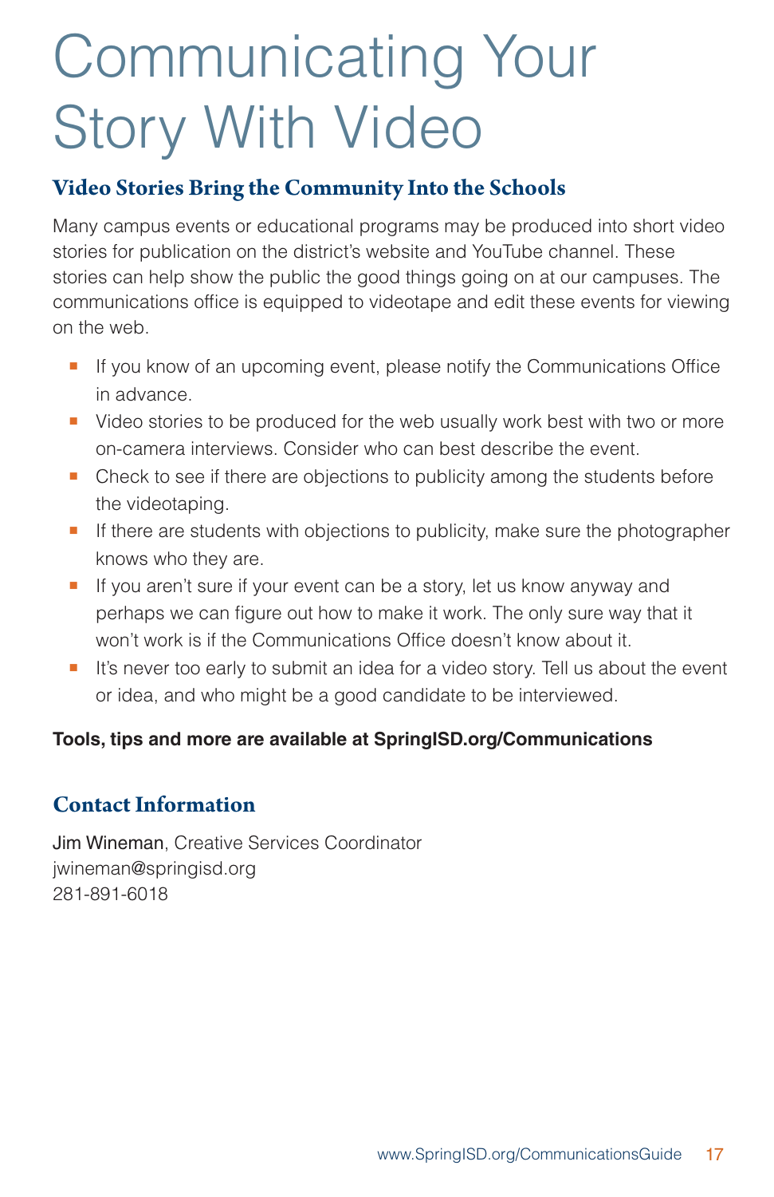# Communicating Your Story With Video

## Video Stories Bring the Community Into the Schools

Many campus events or educational programs may be produced into short video stories for publication on the district's website and YouTube channel. These stories can help show the public the good things going on at our campuses. The communications office is equipped to videotape and edit these events for viewing on the web.

- If you know of an upcoming event, please notify the Communications Office in advance.
- Video stories to be produced for the web usually work best with two or more on-camera interviews. Consider who can best describe the event.
- Check to see if there are objections to publicity among the students before the videotaping.
- If there are students with objections to publicity, make sure the photographer knows who they are.
- If you aren't sure if your event can be a story, let us know anyway and perhaps we can figure out how to make it work. The only sure way that it won't work is if the Communications Office doesn't know about it.
- It's never too early to submit an idea for a video story. Tell us about the event or idea, and who might be a good candidate to be interviewed.

**Tools, tips and more are available at SpringISD.org/Communications**

## Contact Information

Jim Wineman, Creative Services Coordinator
jwineman@springisd.org
281-891-6018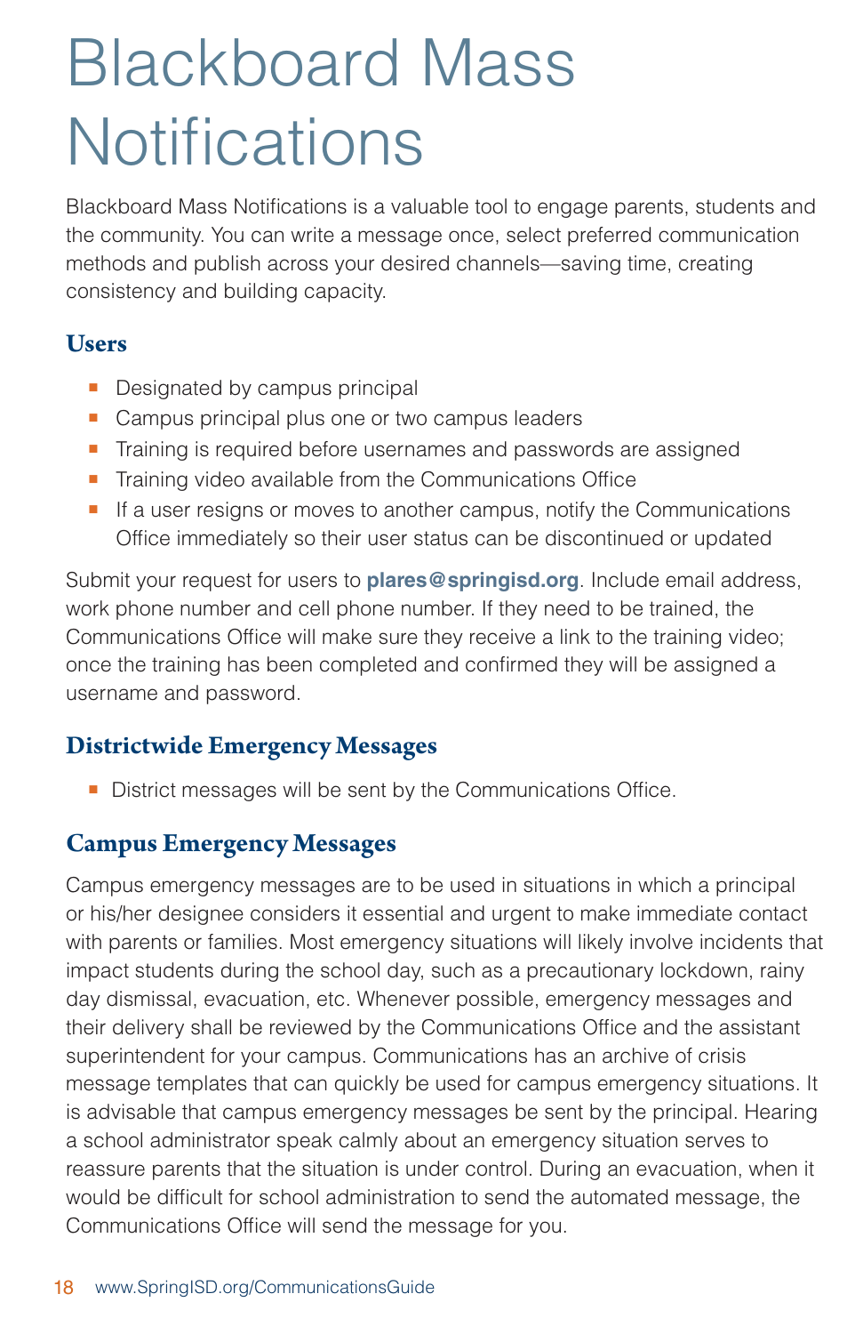# Blackboard Mass Notifications

Blackboard Mass Notifications is a valuable tool to engage parents, students and the community. You can write a message once, select preferred communication methods and publish across your desired channels—saving time, creating consistency and building capacity.

## Users

- Designated by campus principal
- Campus principal plus one or two campus leaders
- Training is required before usernames and passwords are assigned
- Training video available from the Communications Office
- If a user resigns or moves to another campus, notify the Communications Office immediately so their user status can be discontinued or updated

Submit your request for users to **plares@springisd.org**. Include email address, work phone number and cell phone number. If they need to be trained, the Communications Office will make sure they receive a link to the training video; once the training has been completed and confirmed they will be assigned a username and password.

## Districtwide Emergency Messages

- District messages will be sent by the Communications Office.

## Campus Emergency Messages

Campus emergency messages are to be used in situations in which a principal or his/her designee considers it essential and urgent to make immediate contact with parents or families. Most emergency situations will likely involve incidents that impact students during the school day, such as a precautionary lockdown, rainy day dismissal, evacuation, etc. Whenever possible, emergency messages and their delivery shall be reviewed by the Communications Office and the assistant superintendent for your campus. Communications has an archive of crisis message templates that can quickly be used for campus emergency situations. It is advisable that campus emergency messages be sent by the principal. Hearing a school administrator speak calmly about an emergency situation serves to reassure parents that the situation is under control. During an evacuation, when it would be difficult for school administration to send the automated message, the Communications Office will send the message for you.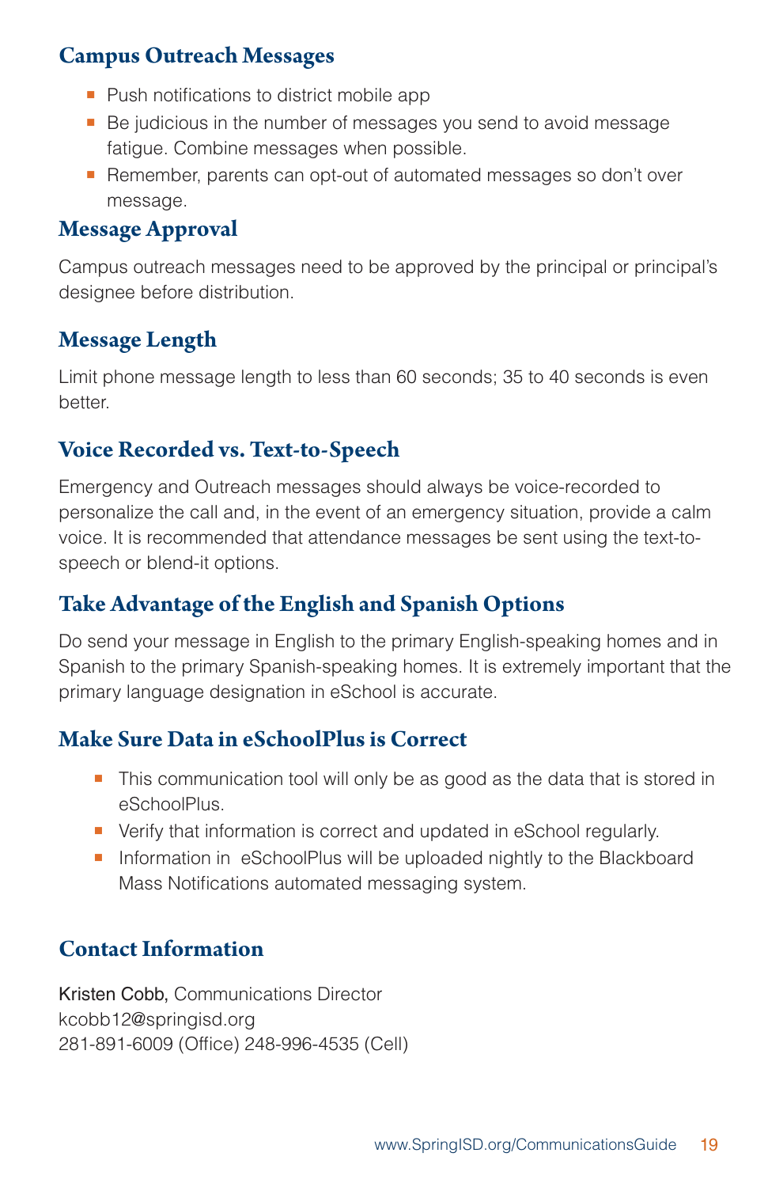## Campus Outreach Messages

- Push notifications to district mobile app
- Be judicious in the number of messages you send to avoid message fatigue. Combine messages when possible.
- Remember, parents can opt-out of automated messages so don't over message.

## Message Approval

Campus outreach messages need to be approved by the principal or principal's designee before distribution.

## Message Length

Limit phone message length to less than 60 seconds; 35 to 40 seconds is even better.

## Voice Recorded vs. Text-to-Speech

Emergency and Outreach messages should always be voice-recorded to personalize the call and, in the event of an emergency situation, provide a calm voice. It is recommended that attendance messages be sent using the text-to-speech or blend-it options.

## Take Advantage of the English and Spanish Options

Do send your message in English to the primary English-speaking homes and in Spanish to the primary Spanish-speaking homes. It is extremely important that the primary language designation in eSchool is accurate.

## Make Sure Data in eSchoolPlus is Correct

- This communication tool will only be as good as the data that is stored in eSchoolPlus.
- Verify that information is correct and updated in eSchool regularly.
- Information in eSchoolPlus will be uploaded nightly to the Blackboard Mass Notifications automated messaging system.

## Contact Information

Kristen Cobb, Communications Director
kcobb12@springisd.org
281-891-6009 (Office) 248-996-4535 (Cell)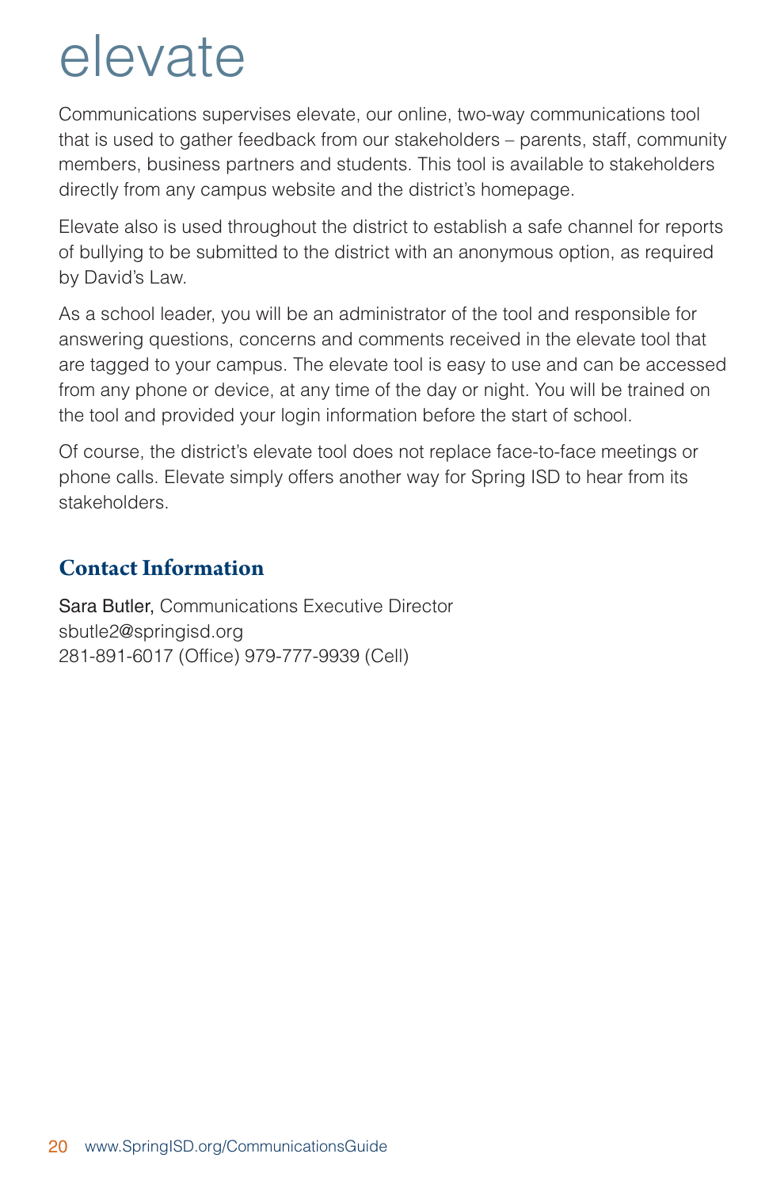# elevate

Communications supervises elevate, our online, two-way communications tool that is used to gather feedback from our stakeholders – parents, staff, community members, business partners and students. This tool is available to stakeholders directly from any campus website and the district's homepage.

Elevate also is used throughout the district to establish a safe channel for reports of bullying to be submitted to the district with an anonymous option, as required by David's Law.

As a school leader, you will be an administrator of the tool and responsible for answering questions, concerns and comments received in the elevate tool that are tagged to your campus. The elevate tool is easy to use and can be accessed from any phone or device, at any time of the day or night. You will be trained on the tool and provided your login information before the start of school.

Of course, the district's elevate tool does not replace face-to-face meetings or phone calls. Elevate simply offers another way for Spring ISD to hear from its stakeholders.

## Contact Information

Sara Butler, Communications Executive Director
sbutle2@springisd.org
281-891-6017 (Office) 979-777-9939 (Cell)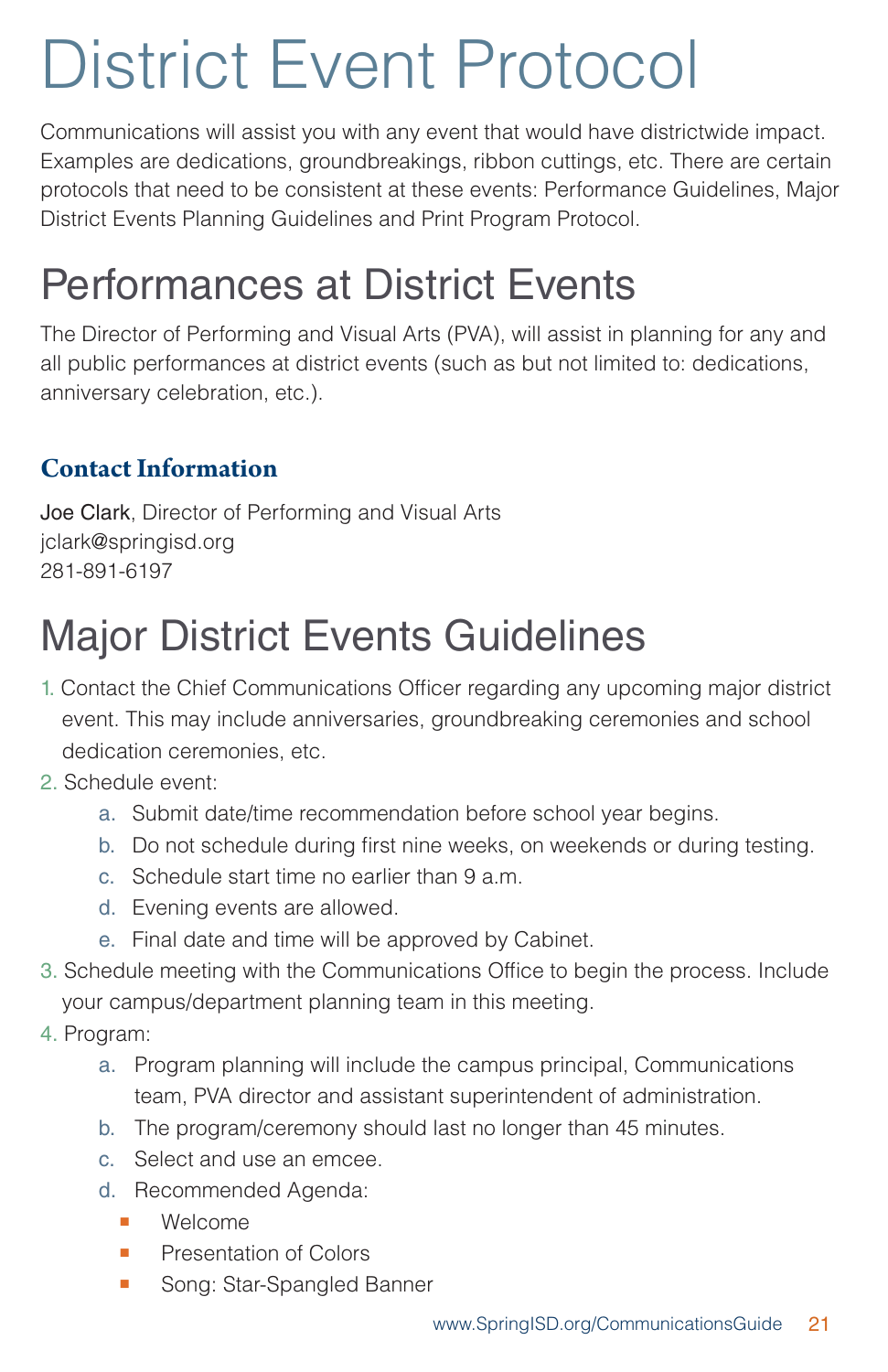# District Event Protocol

Communications will assist you with any event that would have districtwide impact. Examples are dedications, groundbreakings, ribbon cuttings, etc. There are certain protocols that need to be consistent at these events: Performance Guidelines, Major District Events Planning Guidelines and Print Program Protocol.

## Performances at District Events

The Director of Performing and Visual Arts (PVA), will assist in planning for any and all public performances at district events (such as but not limited to: dedications, anniversary celebration, etc.).

### Contact Information

Joe Clark, Director of Performing and Visual Arts
jclark@springisd.org
281-891-6197

## Major District Events Guidelines

1. Contact the Chief Communications Officer regarding any upcoming major district event. This may include anniversaries, groundbreaking ceremonies and school dedication ceremonies, etc.
2. Schedule event:
   a. Submit date/time recommendation before school year begins.
   b. Do not schedule during first nine weeks, on weekends or during testing.
   c. Schedule start time no earlier than 9 a.m.
   d. Evening events are allowed.
   e. Final date and time will be approved by Cabinet.
3. Schedule meeting with the Communications Office to begin the process. Include your campus/department planning team in this meeting.
4. Program:
   a. Program planning will include the campus principal, Communications team, PVA director and assistant superintendent of administration.
   b. The program/ceremony should last no longer than 45 minutes.
   c. Select and use an emcee.
   d. Recommended Agenda:
      - Welcome
      - Presentation of Colors
      - Song: Star-Spangled Banner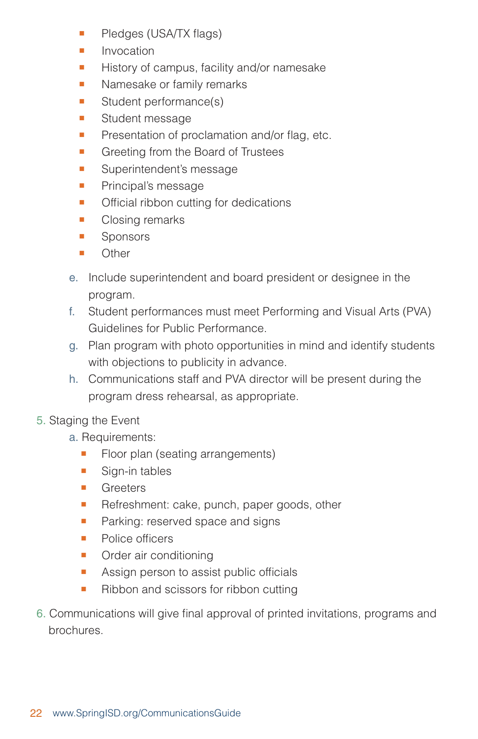- Pledges (USA/TX flags)
- Invocation
- History of campus, facility and/or namesake
- Namesake or family remarks
- Student performance(s)
- Student message
- Presentation of proclamation and/or flag, etc.
- Greeting from the Board of Trustees
- Superintendent's message
- Principal's message
- Official ribbon cutting for dedications
- Closing remarks
- Sponsors
- Other

e. Include superintendent and board president or designee in the program.

f. Student performances must meet Performing and Visual Arts (PVA) Guidelines for Public Performance.

g. Plan program with photo opportunities in mind and identify students with objections to publicity in advance.

h. Communications staff and PVA director will be present during the program dress rehearsal, as appropriate.

5. Staging the Event

   a. Requirements:
   - Floor plan (seating arrangements)
   - Sign-in tables
   - Greeters
   - Refreshment: cake, punch, paper goods, other
   - Parking: reserved space and signs
   - Police officers
   - Order air conditioning
   - Assign person to assist public officials
   - Ribbon and scissors for ribbon cutting

6. Communications will give final approval of printed invitations, programs and brochures.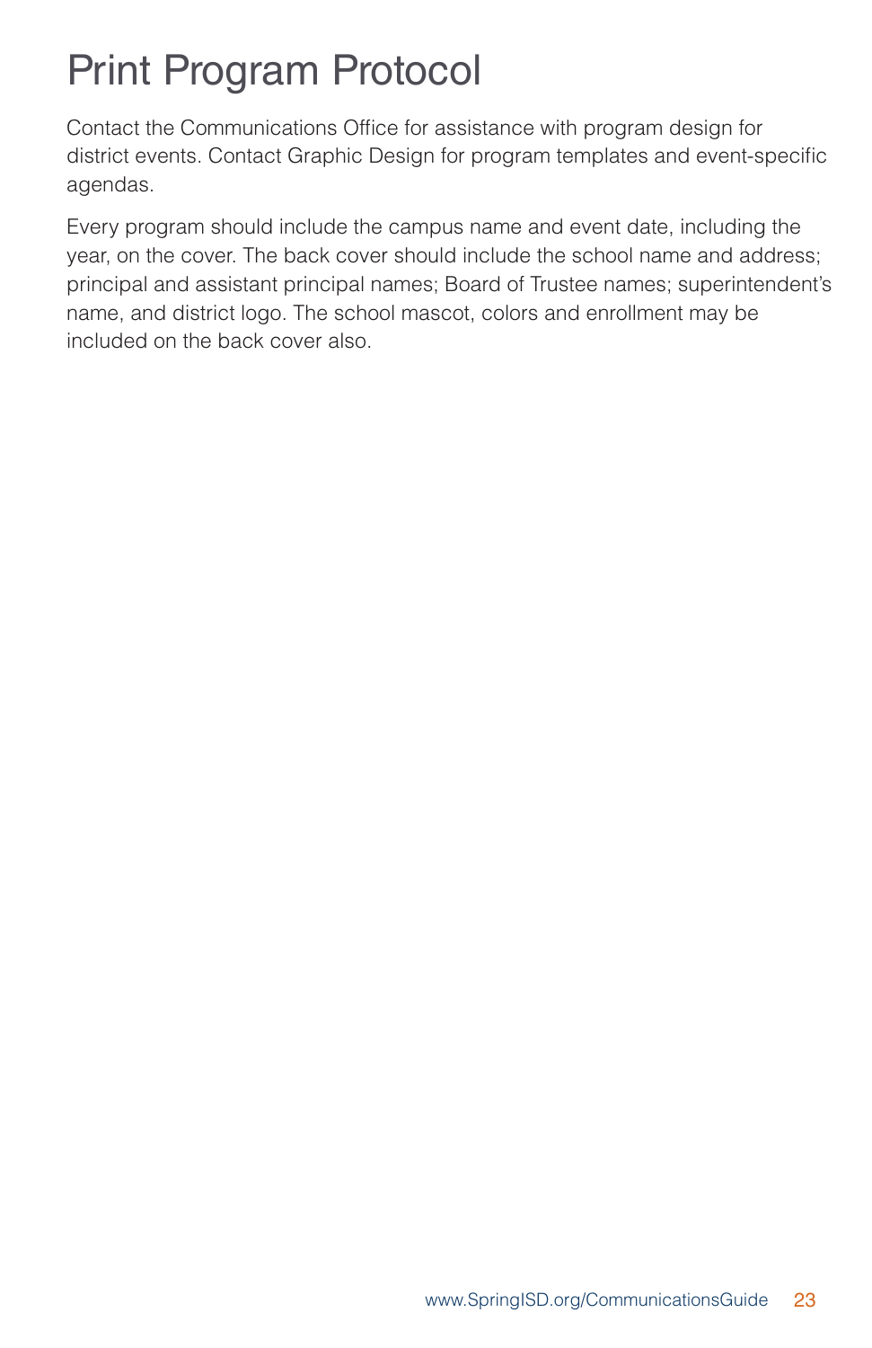# Print Program Protocol

Contact the Communications Office for assistance with program design for district events. Contact Graphic Design for program templates and event-specific agendas.

Every program should include the campus name and event date, including the year, on the cover. The back cover should include the school name and address; principal and assistant principal names; Board of Trustee names; superintendent's name, and district logo. The school mascot, colors and enrollment may be included on the back cover also.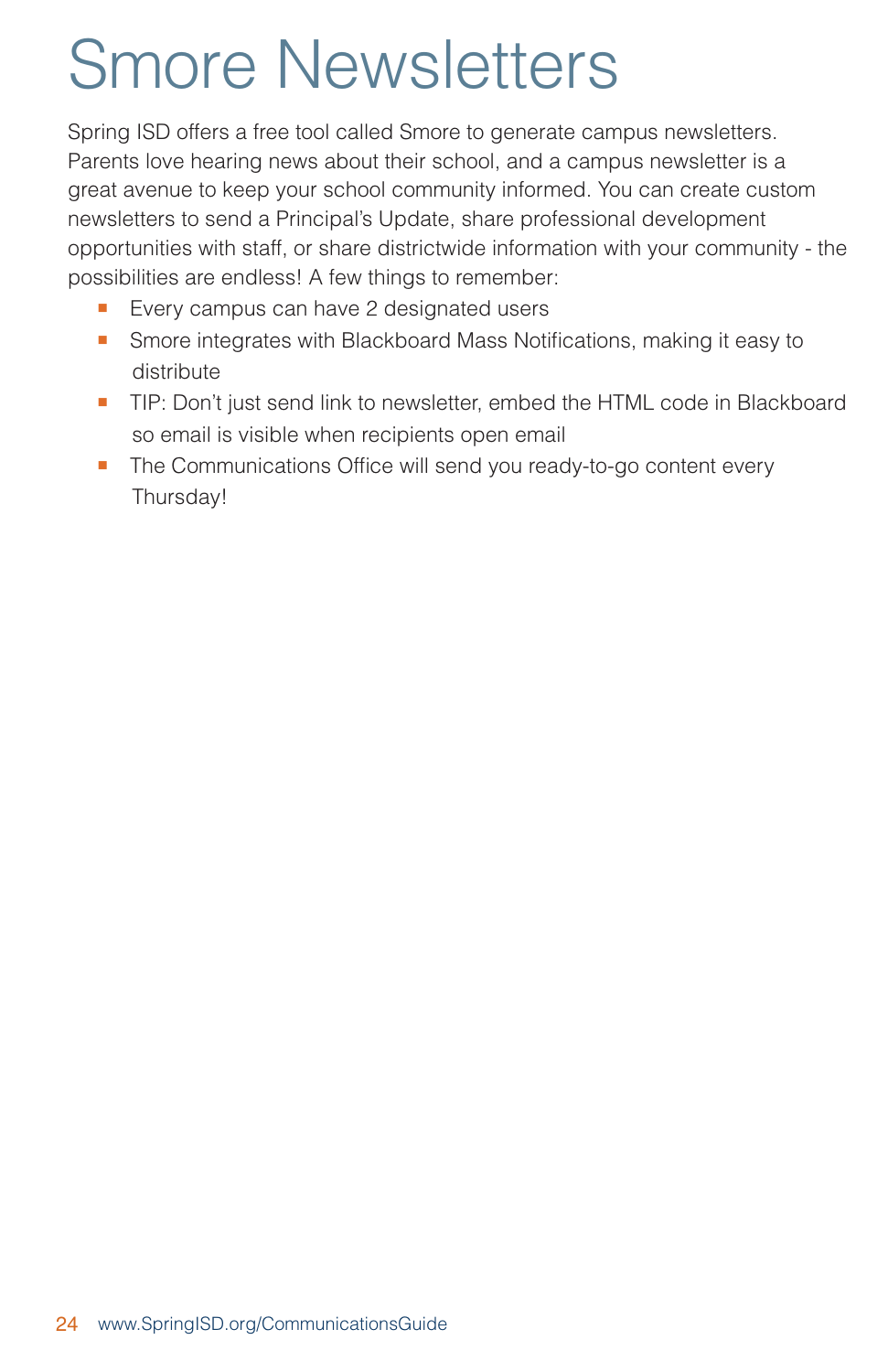# Smore Newsletters

Spring ISD offers a free tool called Smore to generate campus newsletters. Parents love hearing news about their school, and a campus newsletter is a great avenue to keep your school community informed. You can create custom newsletters to send a Principal's Update, share professional development opportunities with staff, or share districtwide information with your community - the possibilities are endless! A few things to remember:

- Every campus can have 2 designated users
- Smore integrates with Blackboard Mass Notifications, making it easy to distribute
- TIP: Don't just send link to newsletter, embed the HTML code in Blackboard so email is visible when recipients open email
- The Communications Office will send you ready-to-go content every Thursday!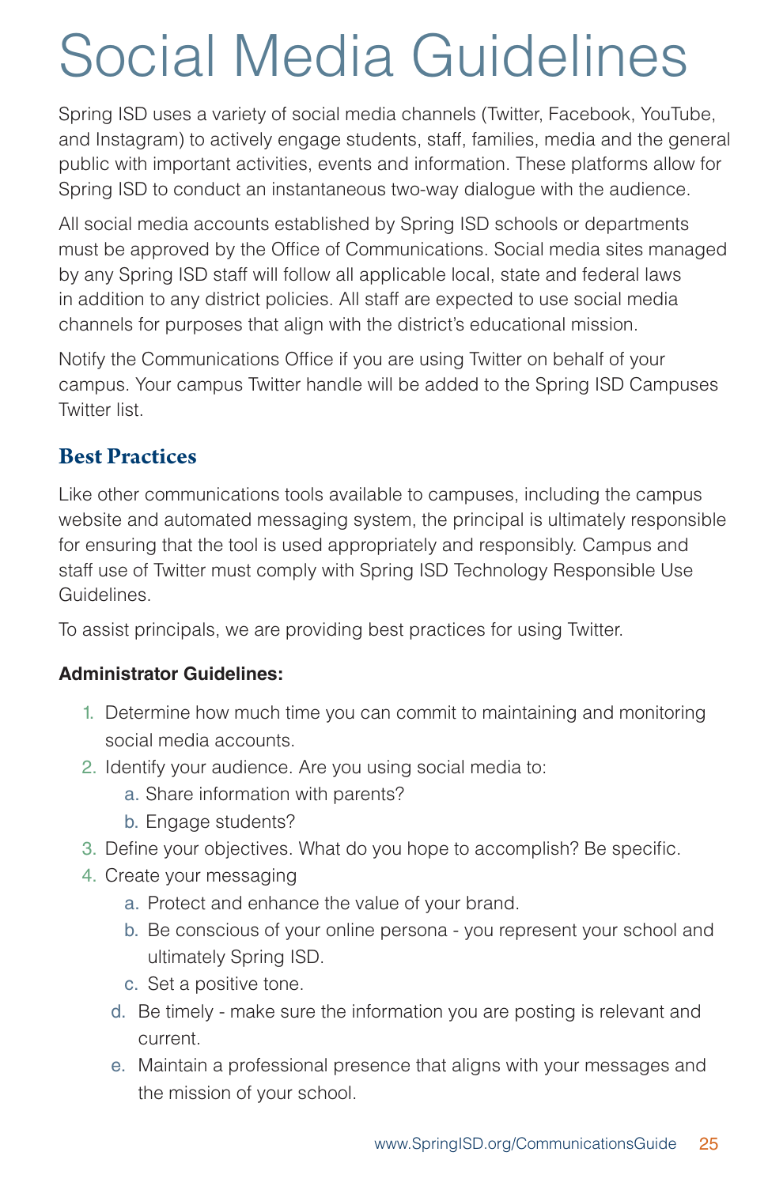# Social Media Guidelines

Spring ISD uses a variety of social media channels (Twitter, Facebook, YouTube, and Instagram) to actively engage students, staff, families, media and the general public with important activities, events and information. These platforms allow for Spring ISD to conduct an instantaneous two-way dialogue with the audience.

All social media accounts established by Spring ISD schools or departments must be approved by the Office of Communications. Social media sites managed by any Spring ISD staff will follow all applicable local, state and federal laws in addition to any district policies. All staff are expected to use social media channels for purposes that align with the district's educational mission.

Notify the Communications Office if you are using Twitter on behalf of your campus. Your campus Twitter handle will be added to the Spring ISD Campuses Twitter list.

## Best Practices

Like other communications tools available to campuses, including the campus website and automated messaging system, the principal is ultimately responsible for ensuring that the tool is used appropriately and responsibly. Campus and staff use of Twitter must comply with Spring ISD Technology Responsible Use Guidelines.

To assist principals, we are providing best practices for using Twitter.

**Administrator Guidelines:**

1. Determine how much time you can commit to maintaining and monitoring social media accounts.
2. Identify your audience. Are you using social media to:
   a. Share information with parents?
   b. Engage students?
3. Define your objectives. What do you hope to accomplish? Be specific.
4. Create your messaging
   a. Protect and enhance the value of your brand.
   b. Be conscious of your online persona - you represent your school and ultimately Spring ISD.
   c. Set a positive tone.
   d. Be timely - make sure the information you are posting is relevant and current.
   e. Maintain a professional presence that aligns with your messages and the mission of your school.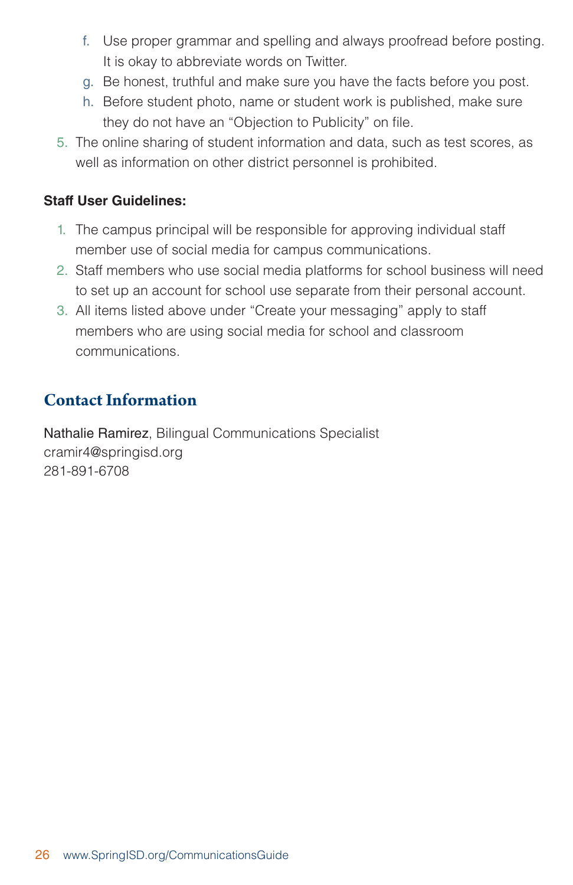f. Use proper grammar and spelling and always proofread before posting. It is okay to abbreviate words on Twitter.
   g. Be honest, truthful and make sure you have the facts before you post.
   h. Before student photo, name or student work is published, make sure they do not have an “Objection to Publicity” on file.

5. The online sharing of student information and data, such as test scores, as well as information on other district personnel is prohibited.

**Staff User Guidelines:**

1. The campus principal will be responsible for approving individual staff member use of social media for campus communications.
2. Staff members who use social media platforms for school business will need to set up an account for school use separate from their personal account.
3. All items listed above under “Create your messaging” apply to staff members who are using social media for school and classroom communications.

## Contact Information

Nathalie Ramirez, Bilingual Communications Specialist
cramir4@springisd.org
281-891-6708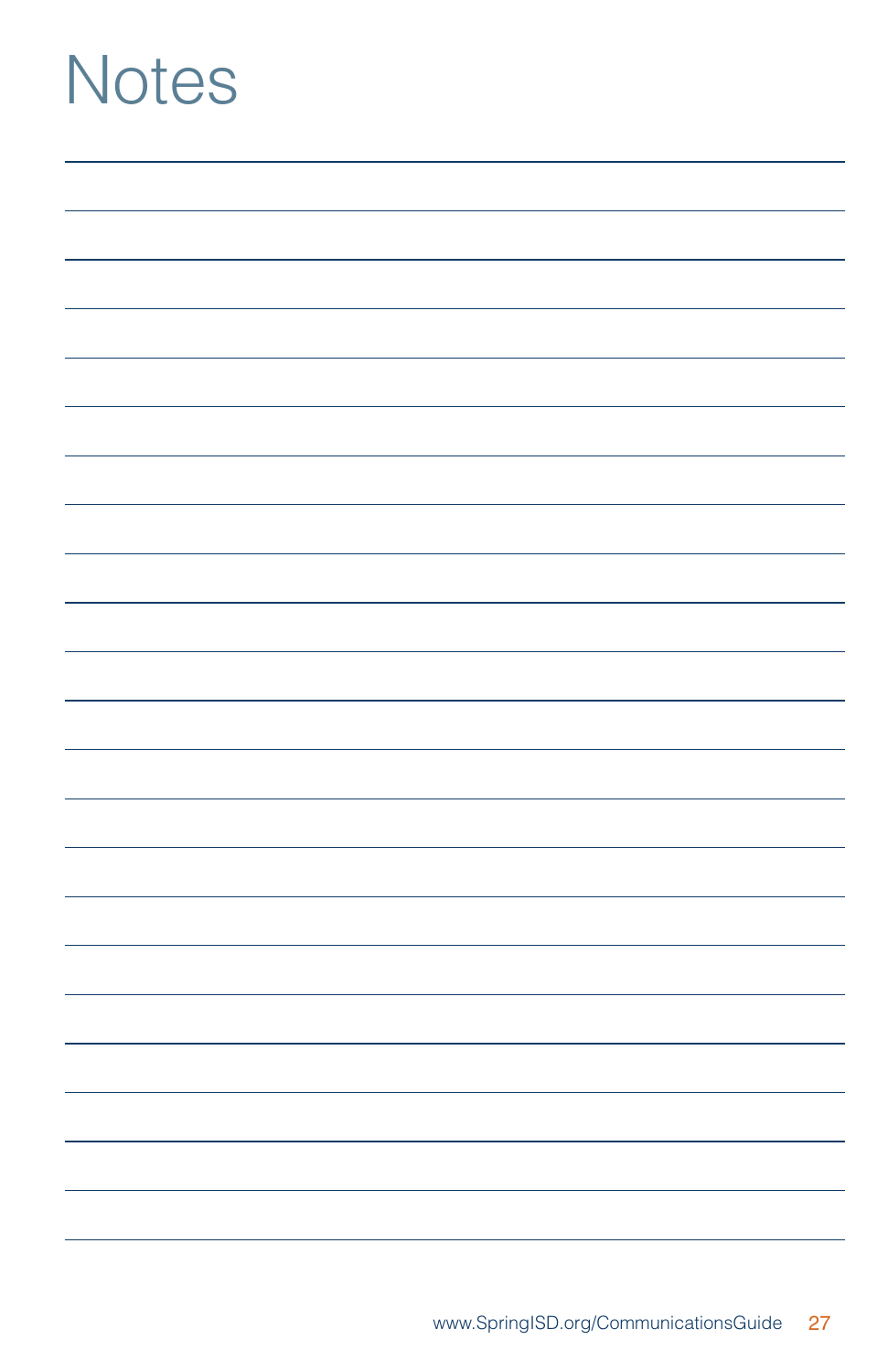# Notes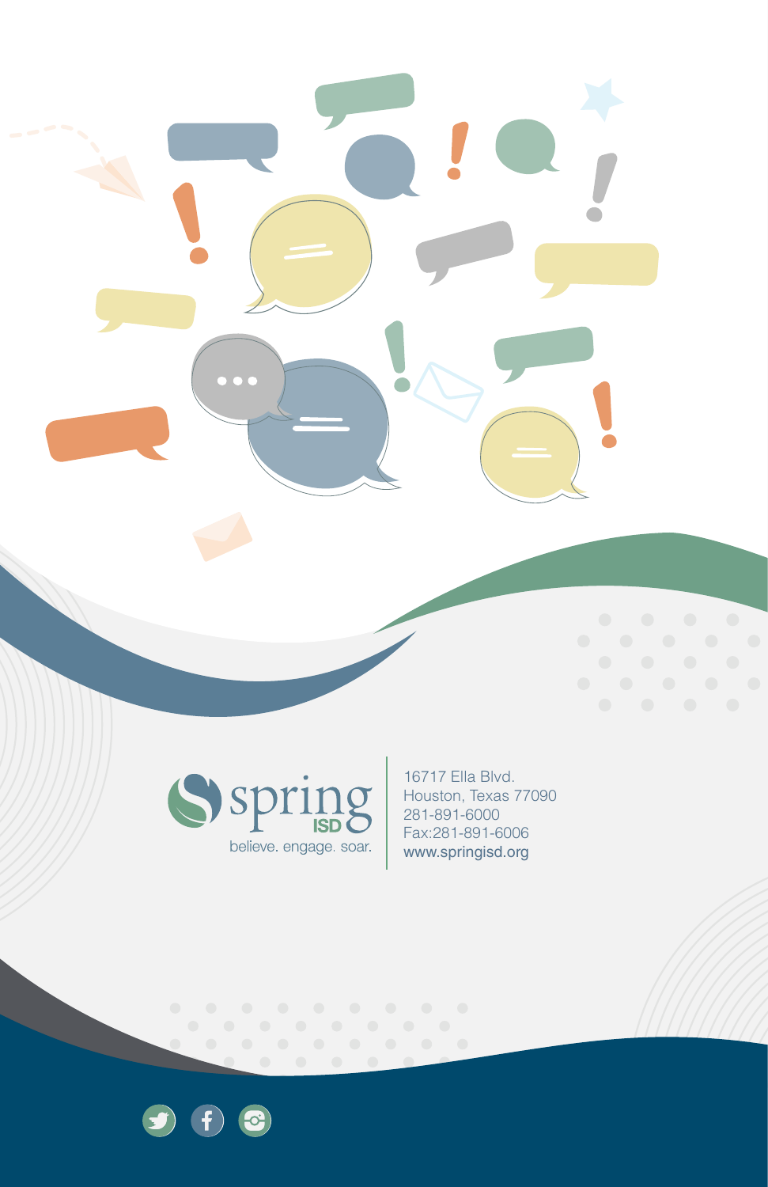spring ISD

believe. engage. soar.

16717 Ella Blvd.
Houston, Texas 77090
281-891-6000
Fax:281-891-6006
www.springisd.org